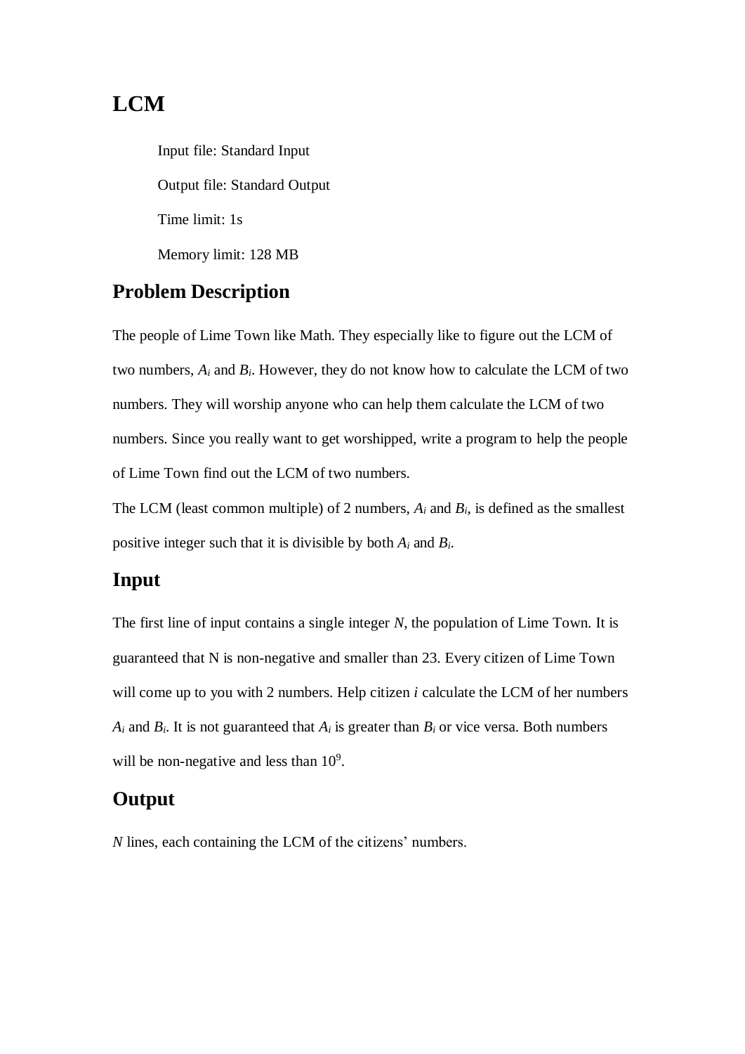# LCM

Input file: Standard Input

Output file: Standard Output

Time limit: 1s

Memory limit: 128 MB

## Problem Description

The people of Lime Town like Math. They especially like to figure out the LCM of two numbers, $A_i$ and $B_i$. However, they do not know how to calculate the LCM of two numbers. They will worship anyone who can help them calculate the LCM of two numbers. Since you really want to get worshipped, write a program to help the people of Lime Town find out the LCM of two numbers.

The LCM (least common multiple) of 2 numbers, $A_i$ and $B_i$, is defined as the smallest positive integer such that it is divisible by both $A_i$ and $B_i$.

## Input

The first line of input contains a single integer $N$, the population of Lime Town. It is guaranteed that N is non-negative and smaller than 23. Every citizen of Lime Town will come up to you with 2 numbers. Help citizen $i$ calculate the LCM of her numbers $A_i$ and $B_i$. It is not guaranteed that $A_i$ is greater than $B_i$ or vice versa. Both numbers will be non-negative and less than $10^9$.

## Output

$N$ lines, each containing the LCM of the citizens' numbers.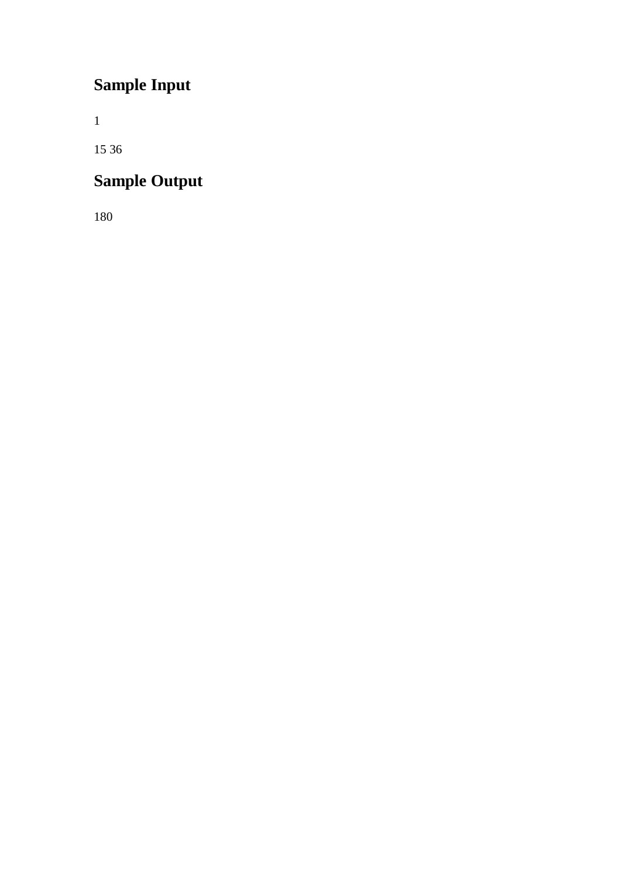## Sample Input

1

15 36

## Sample Output

180